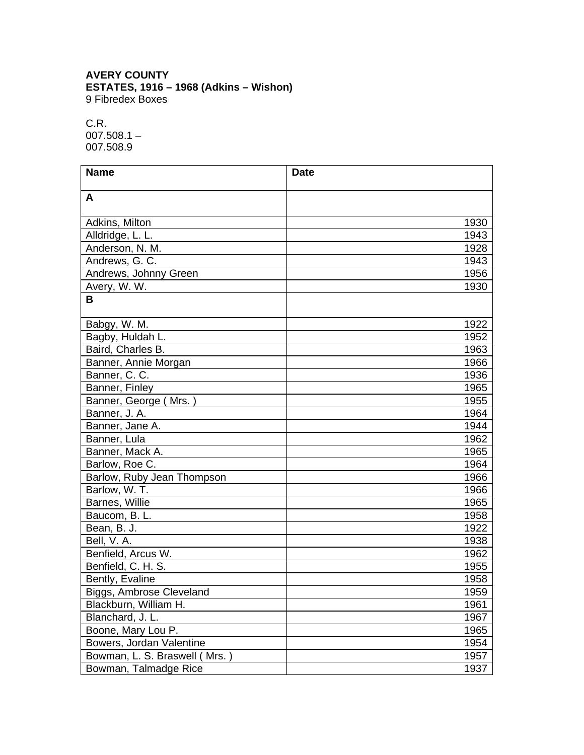**AVERY COUNTY**
**ESTATES, 1916 – 1968 (Adkins – Wishon)**
9 Fibredex Boxes

C.R.
007.508.1 –
007.508.9

| **Name** | **Date** |
|---|---|
| **A** | |
| Adkins, Milton | 1930 |
| Alldridge, L. L. | 1943 |
| Anderson, N. M. | 1928 |
| Andrews, G. C. | 1943 |
| Andrews, Johnny Green | 1956 |
| Avery, W. W. | 1930 |
| **B** | |
| Babgy, W. M. | 1922 |
| Bagby, Huldah L. | 1952 |
| Baird, Charles B. | 1963 |
| Banner, Annie Morgan | 1966 |
| Banner, C. C. | 1936 |
| Banner, Finley | 1965 |
| Banner, George ( Mrs. ) | 1955 |
| Banner, J. A. | 1964 |
| Banner, Jane A. | 1944 |
| Banner, Lula | 1962 |
| Banner, Mack A. | 1965 |
| Barlow, Roe C. | 1964 |
| Barlow, Ruby Jean Thompson | 1966 |
| Barlow, W. T. | 1966 |
| Barnes, Willie | 1965 |
| Baucom, B. L. | 1958 |
| Bean, B. J. | 1922 |
| Bell, V. A. | 1938 |
| Benfield, Arcus W. | 1962 |
| Benfield, C. H. S. | 1955 |
| Bently, Evaline | 1958 |
| Biggs, Ambrose Cleveland | 1959 |
| Blackburn, William H. | 1961 |
| Blanchard, J. L. | 1967 |
| Boone, Mary Lou P. | 1965 |
| Bowers, Jordan Valentine | 1954 |
| Bowman, L. S. Braswell ( Mrs. ) | 1957 |
| Bowman, Talmadge Rice | 1937 |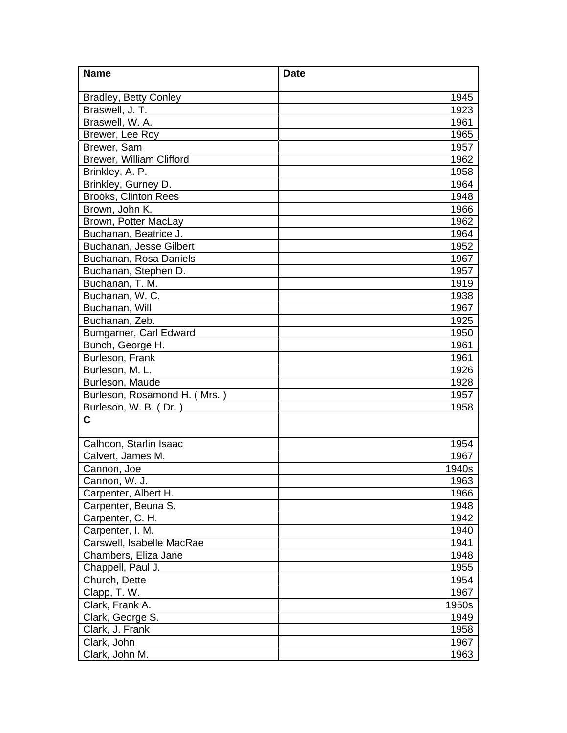| Name | Date |
| --- | --- |
| Bradley, Betty Conley | 1945 |
| Braswell, J. T. | 1923 |
| Braswell, W. A. | 1961 |
| Brewer, Lee Roy | 1965 |
| Brewer, Sam | 1957 |
| Brewer, William Clifford | 1962 |
| Brinkley, A. P. | 1958 |
| Brinkley, Gurney D. | 1964 |
| Brooks, Clinton Rees | 1948 |
| Brown, John K. | 1966 |
| Brown, Potter MacLay | 1962 |
| Buchanan, Beatrice J. | 1964 |
| Buchanan, Jesse Gilbert | 1952 |
| Buchanan, Rosa Daniels | 1967 |
| Buchanan, Stephen D. | 1957 |
| Buchanan, T. M. | 1919 |
| Buchanan, W. C. | 1938 |
| Buchanan, Will | 1967 |
| Buchanan, Zeb. | 1925 |
| Bumgarner, Carl Edward | 1950 |
| Bunch, George H. | 1961 |
| Burleson, Frank | 1961 |
| Burleson, M. L. | 1926 |
| Burleson, Maude | 1928 |
| Burleson, Rosamond H. ( Mrs. ) | 1957 |
| Burleson, W. B. ( Dr. ) | 1958 |
| **C** | |
| Calhoon, Starlin Isaac | 1954 |
| Calvert, James M. | 1967 |
| Cannon, Joe | 1940s |
| Cannon, W. J. | 1963 |
| Carpenter, Albert H. | 1966 |
| Carpenter, Beuna S. | 1948 |
| Carpenter, C. H. | 1942 |
| Carpenter, I. M. | 1940 |
| Carswell, Isabelle MacRae | 1941 |
| Chambers, Eliza Jane | 1948 |
| Chappell, Paul J. | 1955 |
| Church, Dette | 1954 |
| Clapp, T. W. | 1967 |
| Clark, Frank A. | 1950s |
| Clark, George S. | 1949 |
| Clark, J. Frank | 1958 |
| Clark, John | 1967 |
| Clark, John M. | 1963 |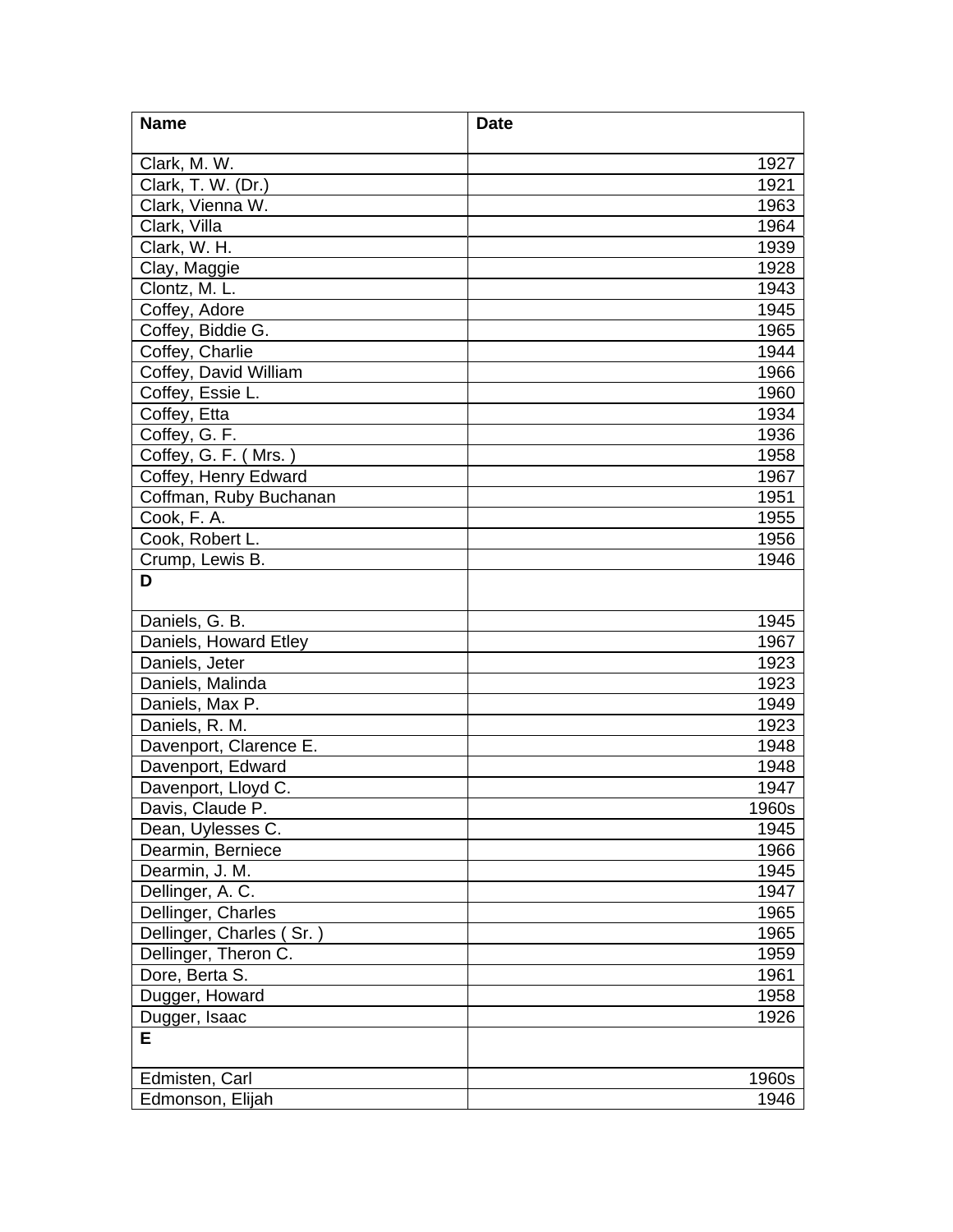| Name | Date |
| --- | --- |
| Clark, M. W. | 1927 |
| Clark, T. W. (Dr.) | 1921 |
| Clark, Vienna W. | 1963 |
| Clark, Villa | 1964 |
| Clark, W. H. | 1939 |
| Clay, Maggie | 1928 |
| Clontz, M. L. | 1943 |
| Coffey, Adore | 1945 |
| Coffey, Biddie G. | 1965 |
| Coffey, Charlie | 1944 |
| Coffey, David William | 1966 |
| Coffey, Essie L. | 1960 |
| Coffey, Etta | 1934 |
| Coffey, G. F. | 1936 |
| Coffey, G. F. ( Mrs. ) | 1958 |
| Coffey, Henry Edward | 1967 |
| Coffman, Ruby Buchanan | 1951 |
| Cook, F. A. | 1955 |
| Cook, Robert L. | 1956 |
| Crump, Lewis B. | 1946 |
| **D** | |
| Daniels, G. B. | 1945 |
| Daniels, Howard Etley | 1967 |
| Daniels, Jeter | 1923 |
| Daniels, Malinda | 1923 |
| Daniels, Max P. | 1949 |
| Daniels, R. M. | 1923 |
| Davenport, Clarence E. | 1948 |
| Davenport, Edward | 1948 |
| Davenport, Lloyd C. | 1947 |
| Davis, Claude P. | 1960s |
| Dean, Uylesses C. | 1945 |
| Dearmin, Berniece | 1966 |
| Dearmin, J. M. | 1945 |
| Dellinger, A. C. | 1947 |
| Dellinger, Charles | 1965 |
| Dellinger, Charles ( Sr. ) | 1965 |
| Dellinger, Theron C. | 1959 |
| Dore, Berta S. | 1961 |
| Dugger, Howard | 1958 |
| Dugger, Isaac | 1926 |
| **E** | |
| Edmisten, Carl | 1960s |
| Edmonson, Elijah | 1946 |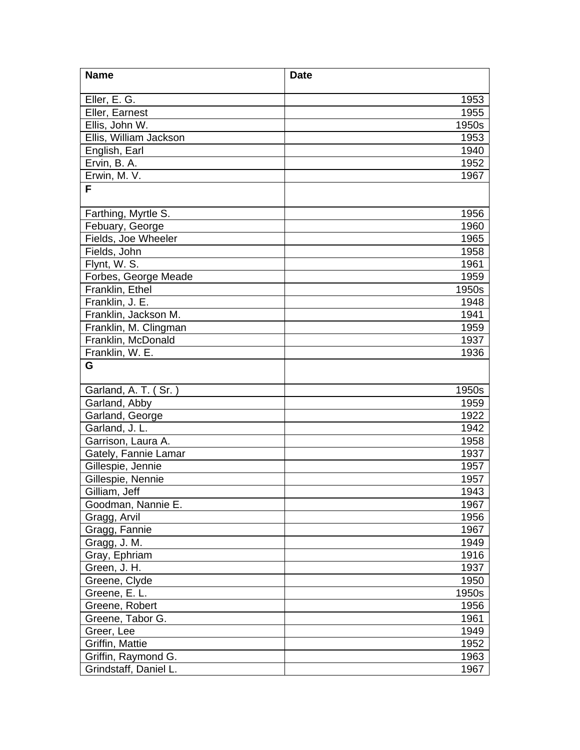| Name | Date |
|---|---|
| Eller, E. G. | 1953 |
| Eller, Earnest | 1955 |
| Ellis, John W. | 1950s |
| Ellis, William Jackson | 1953 |
| English, Earl | 1940 |
| Ervin, B. A. | 1952 |
| Erwin, M. V. | 1967 |
| **F** | |
| Farthing, Myrtle S. | 1956 |
| Febuary, George | 1960 |
| Fields, Joe Wheeler | 1965 |
| Fields, John | 1958 |
| Flynt, W. S. | 1961 |
| Forbes, George Meade | 1959 |
| Franklin, Ethel | 1950s |
| Franklin, J. E. | 1948 |
| Franklin, Jackson M. | 1941 |
| Franklin, M. Clingman | 1959 |
| Franklin, McDonald | 1937 |
| Franklin, W. E. | 1936 |
| **G** | |
| Garland, A. T. ( Sr. ) | 1950s |
| Garland, Abby | 1959 |
| Garland, George | 1922 |
| Garland, J. L. | 1942 |
| Garrison, Laura A. | 1958 |
| Gately, Fannie Lamar | 1937 |
| Gillespie, Jennie | 1957 |
| Gillespie, Nennie | 1957 |
| Gilliam, Jeff | 1943 |
| Goodman, Nannie E. | 1967 |
| Gragg, Arvil | 1956 |
| Gragg, Fannie | 1967 |
| Gragg, J. M. | 1949 |
| Gray, Ephriam | 1916 |
| Green, J. H. | 1937 |
| Greene, Clyde | 1950 |
| Greene, E. L. | 1950s |
| Greene, Robert | 1956 |
| Greene, Tabor G. | 1961 |
| Greer, Lee | 1949 |
| Griffin, Mattie | 1952 |
| Griffin, Raymond G. | 1963 |
| Grindstaff, Daniel L. | 1967 |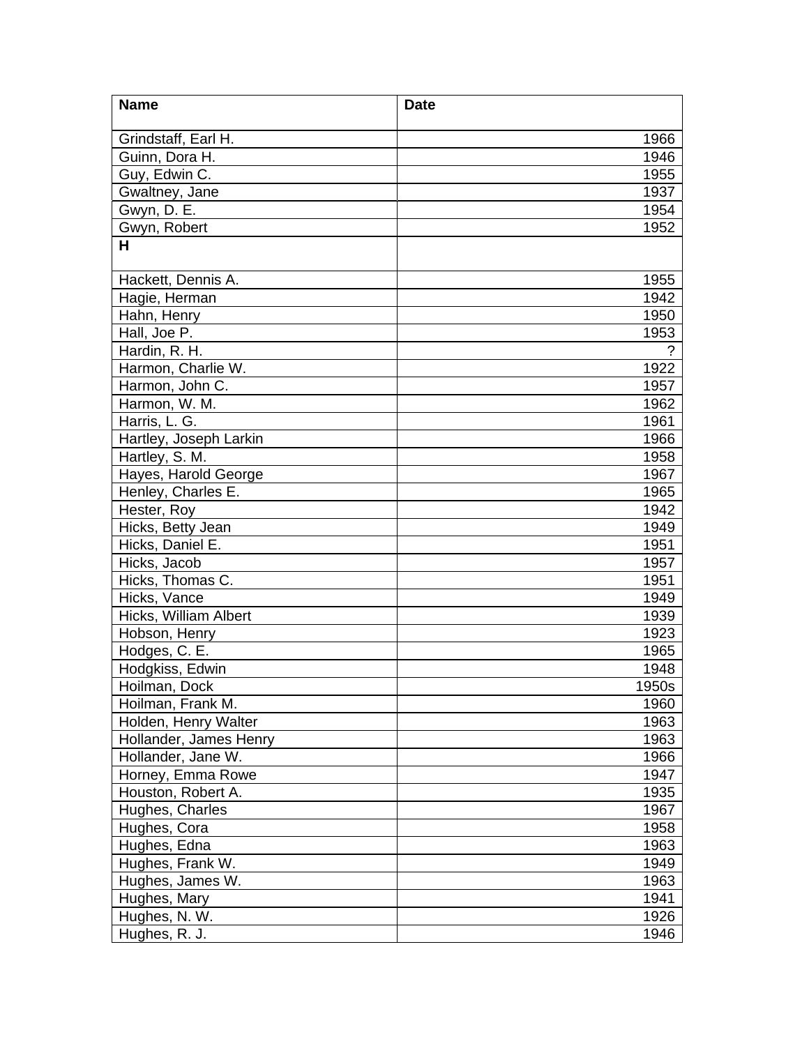| Name | Date |
| --- | --- |
| Grindstaff, Earl H. | 1966 |
| Guinn, Dora H. | 1946 |
| Guy, Edwin C. | 1955 |
| Gwaltney, Jane | 1937 |
| Gwyn, D. E. | 1954 |
| Gwyn, Robert | 1952 |
| **H** | |
| Hackett, Dennis A. | 1955 |
| Hagie, Herman | 1942 |
| Hahn, Henry | 1950 |
| Hall, Joe P. | 1953 |
| Hardin, R. H. | ? |
| Harmon, Charlie W. | 1922 |
| Harmon, John C. | 1957 |
| Harmon, W. M. | 1962 |
| Harris, L. G. | 1961 |
| Hartley, Joseph Larkin | 1966 |
| Hartley, S. M. | 1958 |
| Hayes, Harold George | 1967 |
| Henley, Charles E. | 1965 |
| Hester, Roy | 1942 |
| Hicks, Betty Jean | 1949 |
| Hicks, Daniel E. | 1951 |
| Hicks, Jacob | 1957 |
| Hicks, Thomas C. | 1951 |
| Hicks, Vance | 1949 |
| Hicks, William Albert | 1939 |
| Hobson, Henry | 1923 |
| Hodges, C. E. | 1965 |
| Hodgkiss, Edwin | 1948 |
| Hoilman, Dock | 1950s |
| Hoilman, Frank M. | 1960 |
| Holden, Henry Walter | 1963 |
| Hollander, James Henry | 1963 |
| Hollander, Jane W. | 1966 |
| Horney, Emma Rowe | 1947 |
| Houston, Robert A. | 1935 |
| Hughes, Charles | 1967 |
| Hughes, Cora | 1958 |
| Hughes, Edna | 1963 |
| Hughes, Frank W. | 1949 |
| Hughes, James W. | 1963 |
| Hughes, Mary | 1941 |
| Hughes, N. W. | 1926 |
| Hughes, R. J. | 1946 |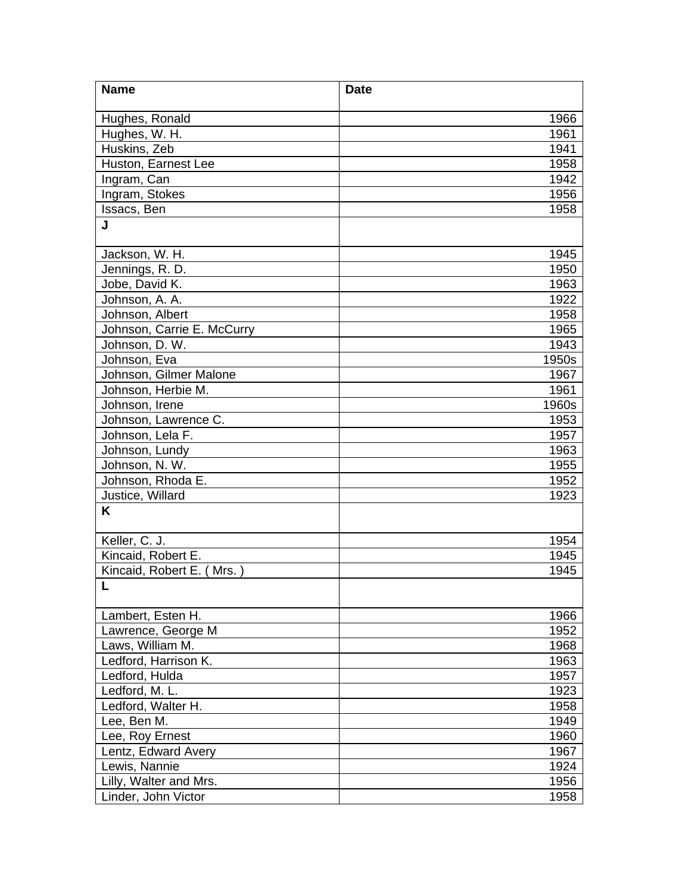| Name | Date |
| --- | --- |
| Hughes, Ronald | 1966 |
| Hughes, W. H. | 1961 |
| Huskins, Zeb | 1941 |
| Huston, Earnest Lee | 1958 |
| Ingram, Can | 1942 |
| Ingram, Stokes | 1956 |
| Issacs, Ben | 1958 |
| **J** | |
| Jackson, W. H. | 1945 |
| Jennings, R. D. | 1950 |
| Jobe, David K. | 1963 |
| Johnson, A. A. | 1922 |
| Johnson, Albert | 1958 |
| Johnson, Carrie E. McCurry | 1965 |
| Johnson, D. W. | 1943 |
| Johnson, Eva | 1950s |
| Johnson, Gilmer Malone | 1967 |
| Johnson, Herbie M. | 1961 |
| Johnson, Irene | 1960s |
| Johnson, Lawrence C. | 1953 |
| Johnson, Lela F. | 1957 |
| Johnson, Lundy | 1963 |
| Johnson, N. W. | 1955 |
| Johnson, Rhoda E. | 1952 |
| Justice, Willard | 1923 |
| **K** | |
| Keller, C. J. | 1954 |
| Kincaid, Robert E. | 1945 |
| Kincaid, Robert E. ( Mrs. ) | 1945 |
| **L** | |
| Lambert, Esten H. | 1966 |
| Lawrence, George M | 1952 |
| Laws, William M. | 1968 |
| Ledford, Harrison K. | 1963 |
| Ledford, Hulda | 1957 |
| Ledford, M. L. | 1923 |
| Ledford, Walter H. | 1958 |
| Lee, Ben M. | 1949 |
| Lee, Roy Ernest | 1960 |
| Lentz, Edward Avery | 1967 |
| Lewis, Nannie | 1924 |
| Lilly, Walter and Mrs. | 1956 |
| Linder, John Victor | 1958 |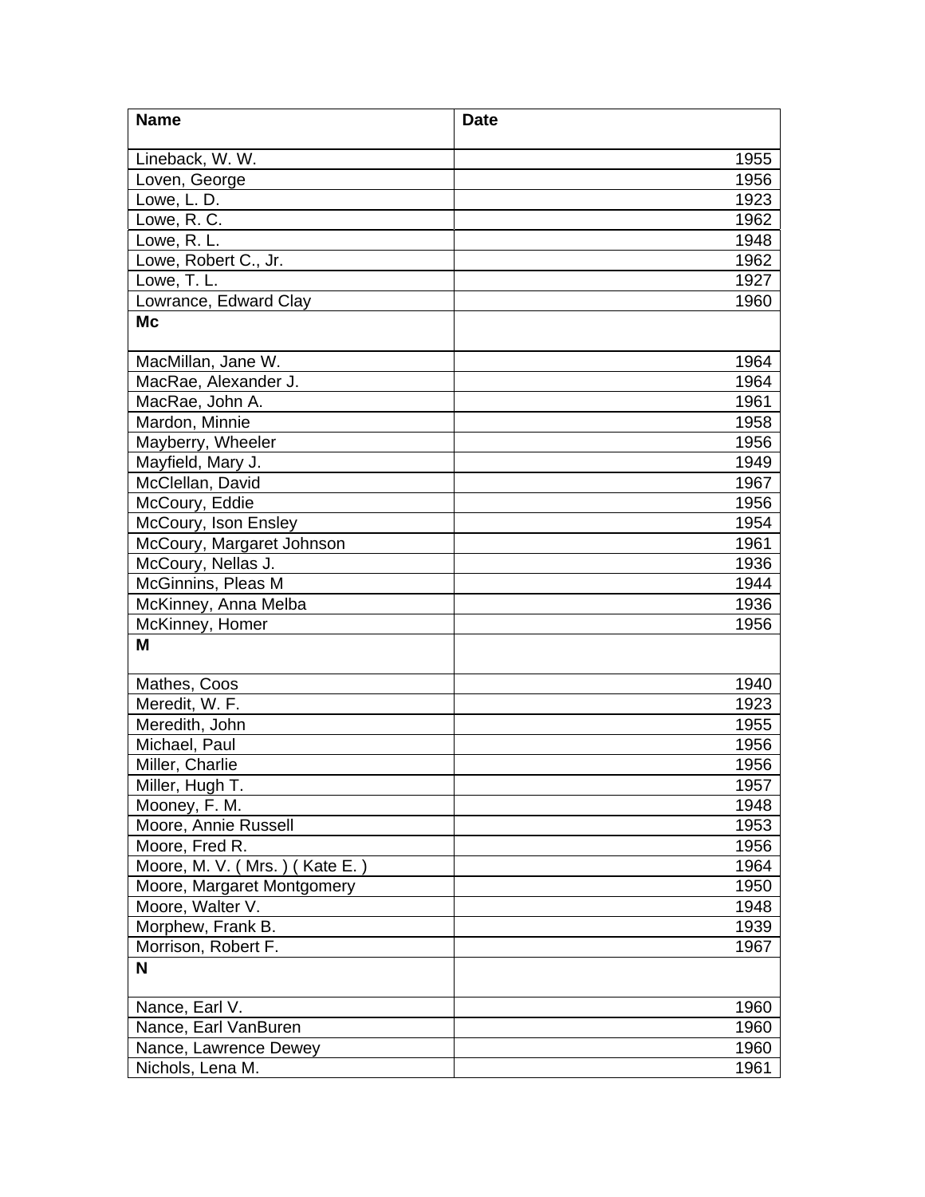| Name | Date |
|---|---|
| Lineback, W. W. | 1955 |
| Loven, George | 1956 |
| Lowe, L. D. | 1923 |
| Lowe, R. C. | 1962 |
| Lowe, R. L. | 1948 |
| Lowe, Robert C., Jr. | 1962 |
| Lowe, T. L. | 1927 |
| Lowrance, Edward Clay | 1960 |
| **Mc** | |
| MacMillan, Jane W. | 1964 |
| MacRae, Alexander J. | 1964 |
| MacRae, John A. | 1961 |
| Mardon, Minnie | 1958 |
| Mayberry, Wheeler | 1956 |
| Mayfield, Mary J. | 1949 |
| McClellan, David | 1967 |
| McCoury, Eddie | 1956 |
| McCoury, Ison Ensley | 1954 |
| McCoury, Margaret Johnson | 1961 |
| McCoury, Nellas J. | 1936 |
| McGinnins, Pleas M | 1944 |
| McKinney, Anna Melba | 1936 |
| McKinney, Homer | 1956 |
| **M** | |
| Mathes, Coos | 1940 |
| Meredit, W. F. | 1923 |
| Meredith, John | 1955 |
| Michael, Paul | 1956 |
| Miller, Charlie | 1956 |
| Miller, Hugh T. | 1957 |
| Mooney, F. M. | 1948 |
| Moore, Annie Russell | 1953 |
| Moore, Fred R. | 1956 |
| Moore, M. V. ( Mrs. ) ( Kate E. ) | 1964 |
| Moore, Margaret Montgomery | 1950 |
| Moore, Walter V. | 1948 |
| Morphew, Frank B. | 1939 |
| Morrison, Robert F. | 1967 |
| **N** | |
| Nance, Earl V. | 1960 |
| Nance, Earl VanBuren | 1960 |
| Nance, Lawrence Dewey | 1960 |
| Nichols, Lena M. | 1961 |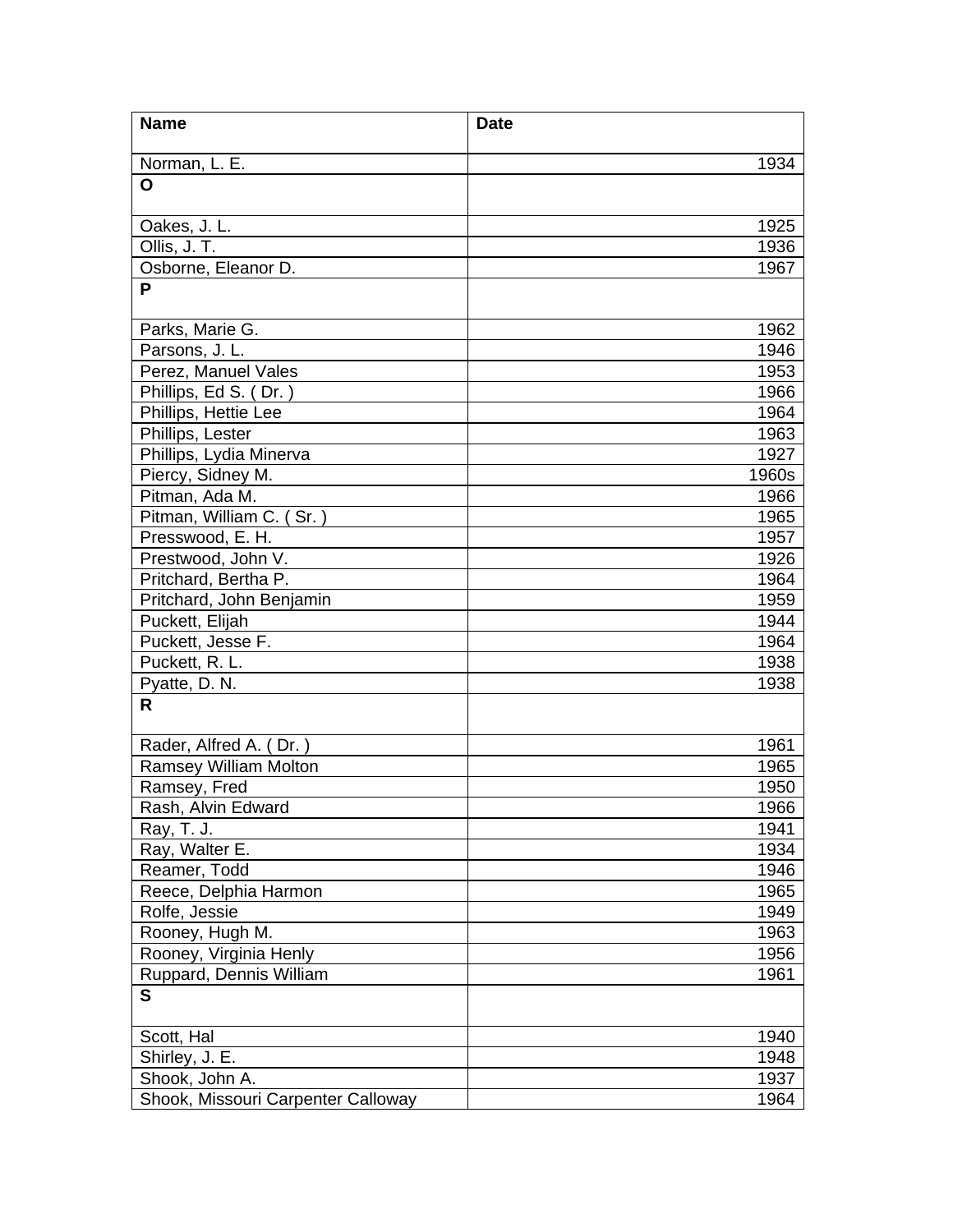| Name | Date |
| --- | --- |
| Norman, L. E. | 1934 |
| **O** | |
| Oakes, J. L. | 1925 |
| Ollis, J. T. | 1936 |
| Osborne, Eleanor D. | 1967 |
| **P** | |
| Parks, Marie G. | 1962 |
| Parsons, J. L. | 1946 |
| Perez, Manuel Vales | 1953 |
| Phillips, Ed S. ( Dr. ) | 1966 |
| Phillips, Hettie Lee | 1964 |
| Phillips, Lester | 1963 |
| Phillips, Lydia Minerva | 1927 |
| Piercy, Sidney M. | 1960s |
| Pitman, Ada M. | 1966 |
| Pitman, William C. ( Sr. ) | 1965 |
| Presswood, E. H. | 1957 |
| Prestwood, John V. | 1926 |
| Pritchard, Bertha P. | 1964 |
| Pritchard, John Benjamin | 1959 |
| Puckett, Elijah | 1944 |
| Puckett, Jesse F. | 1964 |
| Puckett, R. L. | 1938 |
| Pyatte, D. N. | 1938 |
| **R** | |
| Rader, Alfred A. ( Dr. ) | 1961 |
| Ramsey William Molton | 1965 |
| Ramsey, Fred | 1950 |
| Rash, Alvin Edward | 1966 |
| Ray, T. J. | 1941 |
| Ray, Walter E. | 1934 |
| Reamer, Todd | 1946 |
| Reece, Delphia Harmon | 1965 |
| Rolfe, Jessie | 1949 |
| Rooney, Hugh M. | 1963 |
| Rooney, Virginia Henly | 1956 |
| Ruppard, Dennis William | 1961 |
| **S** | |
| Scott, Hal | 1940 |
| Shirley, J. E. | 1948 |
| Shook, John A. | 1937 |
| Shook, Missouri Carpenter Calloway | 1964 |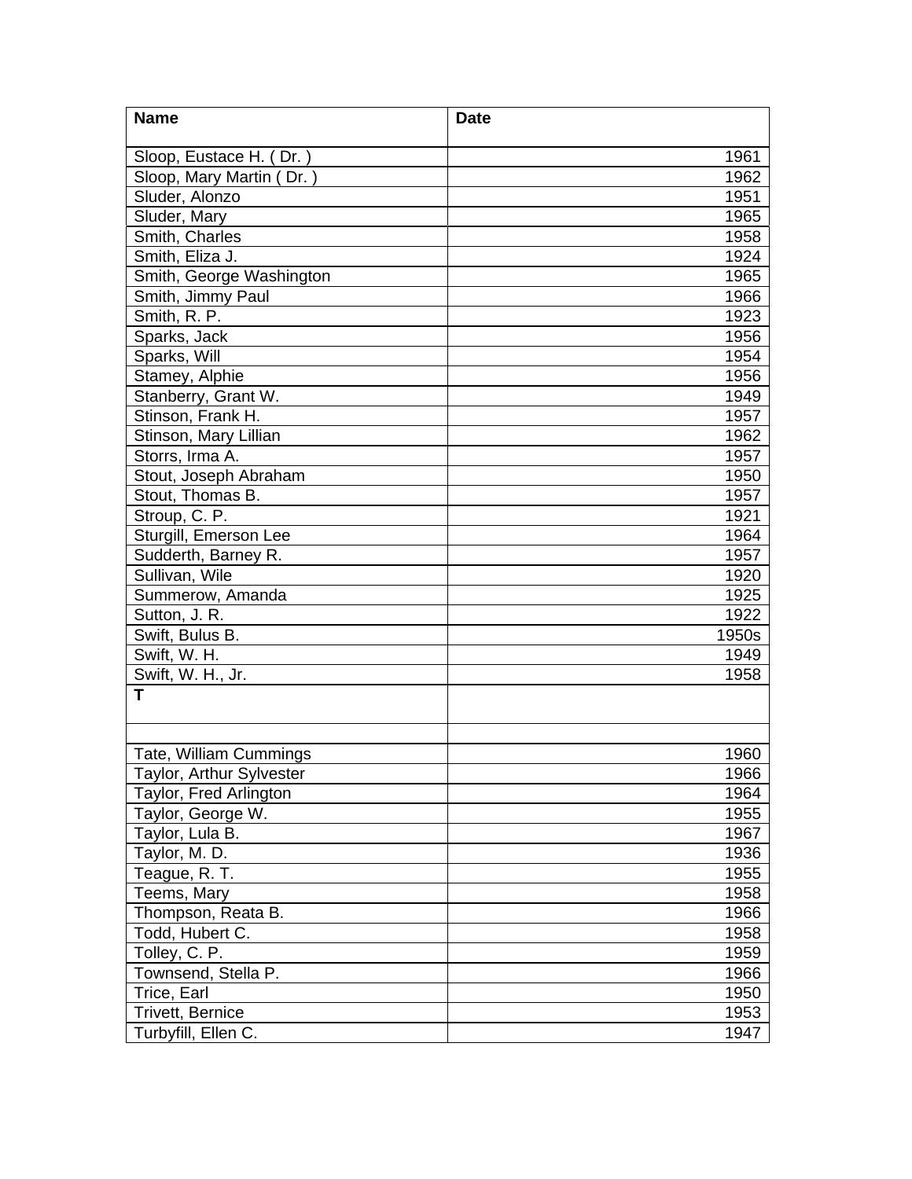| Name | Date |
|---|---|
| Sloop, Eustace H. ( Dr. ) | 1961 |
| Sloop, Mary Martin ( Dr. ) | 1962 |
| Sluder, Alonzo | 1951 |
| Sluder, Mary | 1965 |
| Smith, Charles | 1958 |
| Smith, Eliza J. | 1924 |
| Smith, George Washington | 1965 |
| Smith, Jimmy Paul | 1966 |
| Smith, R. P. | 1923 |
| Sparks, Jack | 1956 |
| Sparks, Will | 1954 |
| Stamey, Alphie | 1956 |
| Stanberry, Grant W. | 1949 |
| Stinson, Frank H. | 1957 |
| Stinson, Mary Lillian | 1962 |
| Storrs, Irma A. | 1957 |
| Stout, Joseph Abraham | 1950 |
| Stout, Thomas B. | 1957 |
| Stroup, C. P. | 1921 |
| Sturgill, Emerson Lee | 1964 |
| Sudderth, Barney R. | 1957 |
| Sullivan, Wile | 1920 |
| Summerow, Amanda | 1925 |
| Sutton, J. R. | 1922 |
| Swift, Bulus B. | 1950s |
| Swift, W. H. | 1949 |
| Swift, W. H., Jr. | 1958 |
| **T** | |
| | |
| Tate, William Cummings | 1960 |
| Taylor, Arthur Sylvester | 1966 |
| Taylor, Fred Arlington | 1964 |
| Taylor, George W. | 1955 |
| Taylor, Lula B. | 1967 |
| Taylor, M. D. | 1936 |
| Teague, R. T. | 1955 |
| Teems, Mary | 1958 |
| Thompson, Reata B. | 1966 |
| Todd, Hubert C. | 1958 |
| Tolley, C. P. | 1959 |
| Townsend, Stella P. | 1966 |
| Trice, Earl | 1950 |
| Trivett, Bernice | 1953 |
| Turbyfill, Ellen C. | 1947 |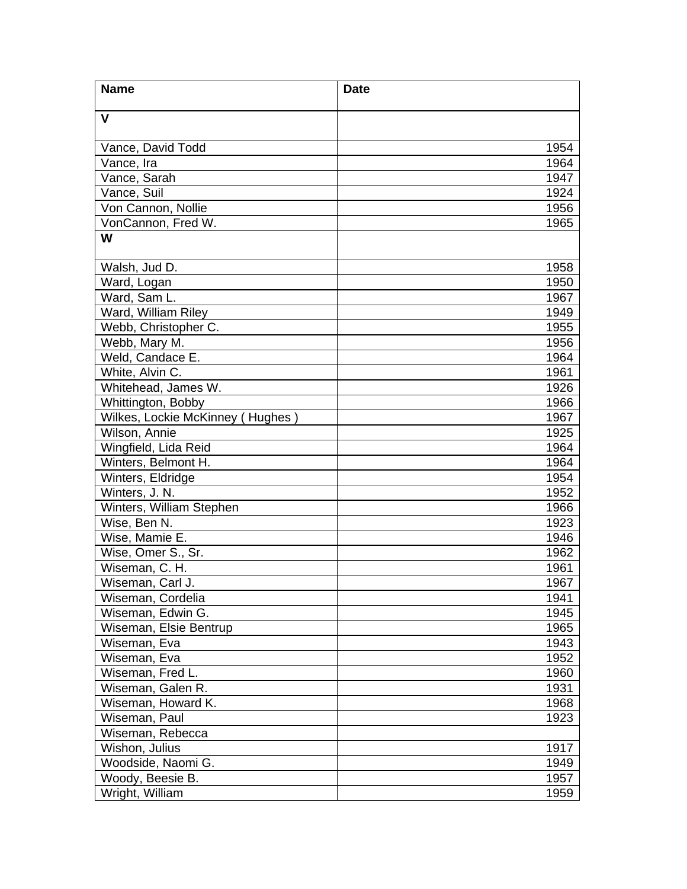| **Name** | **Date** |
|---|---|
| **V** | |
| Vance, David Todd | 1954 |
| Vance, Ira | 1964 |
| Vance, Sarah | 1947 |
| Vance, Suil | 1924 |
| Von Cannon, Nollie | 1956 |
| VonCannon, Fred W. | 1965 |
| **W** | |
| Walsh, Jud D. | 1958 |
| Ward, Logan | 1950 |
| Ward, Sam L. | 1967 |
| Ward, William Riley | 1949 |
| Webb, Christopher C. | 1955 |
| Webb, Mary M. | 1956 |
| Weld, Candace E. | 1964 |
| White, Alvin C. | 1961 |
| Whitehead, James W. | 1926 |
| Whittington, Bobby | 1966 |
| Wilkes, Lockie McKinney ( Hughes ) | 1967 |
| Wilson, Annie | 1925 |
| Wingfield, Lida Reid | 1964 |
| Winters, Belmont H. | 1964 |
| Winters, Eldridge | 1954 |
| Winters, J. N. | 1952 |
| Winters, William Stephen | 1966 |
| Wise, Ben N. | 1923 |
| Wise, Mamie E. | 1946 |
| Wise, Omer S., Sr. | 1962 |
| Wiseman, C. H. | 1961 |
| Wiseman, Carl J. | 1967 |
| Wiseman, Cordelia | 1941 |
| Wiseman, Edwin G. | 1945 |
| Wiseman, Elsie Bentrup | 1965 |
| Wiseman, Eva | 1943 |
| Wiseman, Eva | 1952 |
| Wiseman, Fred L. | 1960 |
| Wiseman, Galen R. | 1931 |
| Wiseman, Howard K. | 1968 |
| Wiseman, Paul | 1923 |
| Wiseman, Rebecca | |
| Wishon, Julius | 1917 |
| Woodside, Naomi G. | 1949 |
| Woody, Beesie B. | 1957 |
| Wright, William | 1959 |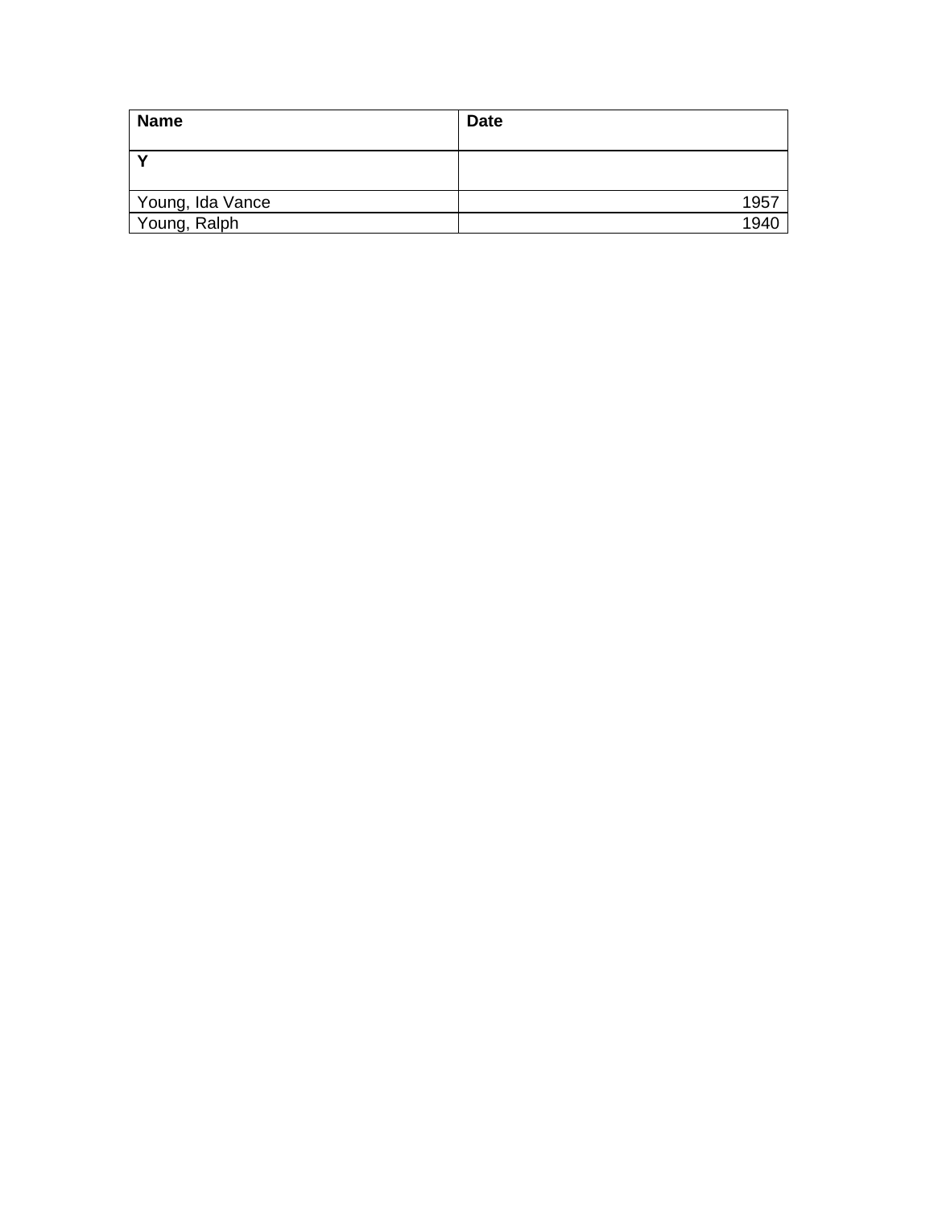| **Name** | **Date** |
|---|---|
| **Y** | |
| Young, Ida Vance | 1957 |
| Young, Ralph | 1940 |